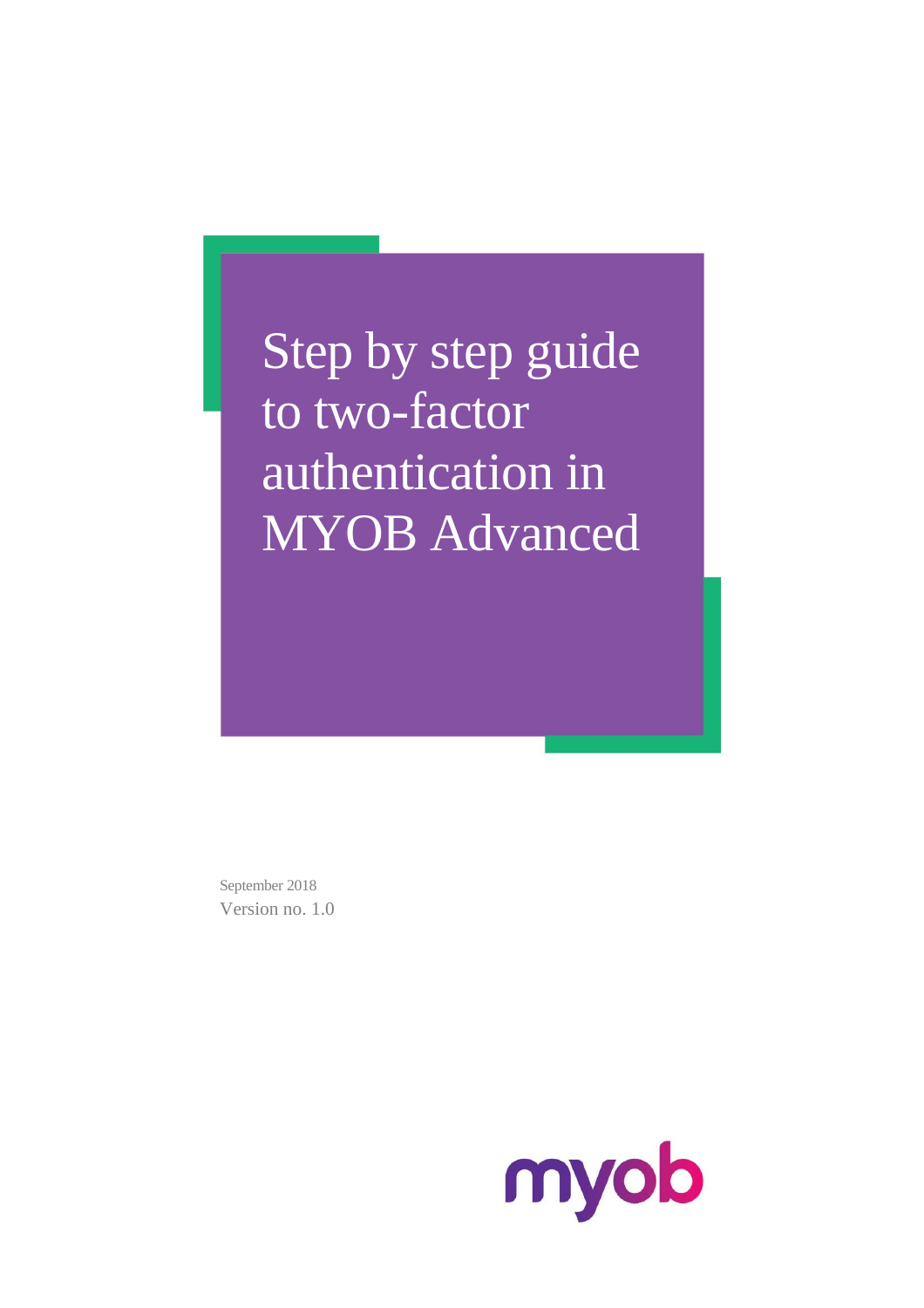# Step by step guide to two-factor authentication in MYOB Advanced

September 2018

Version no. 1.0

myob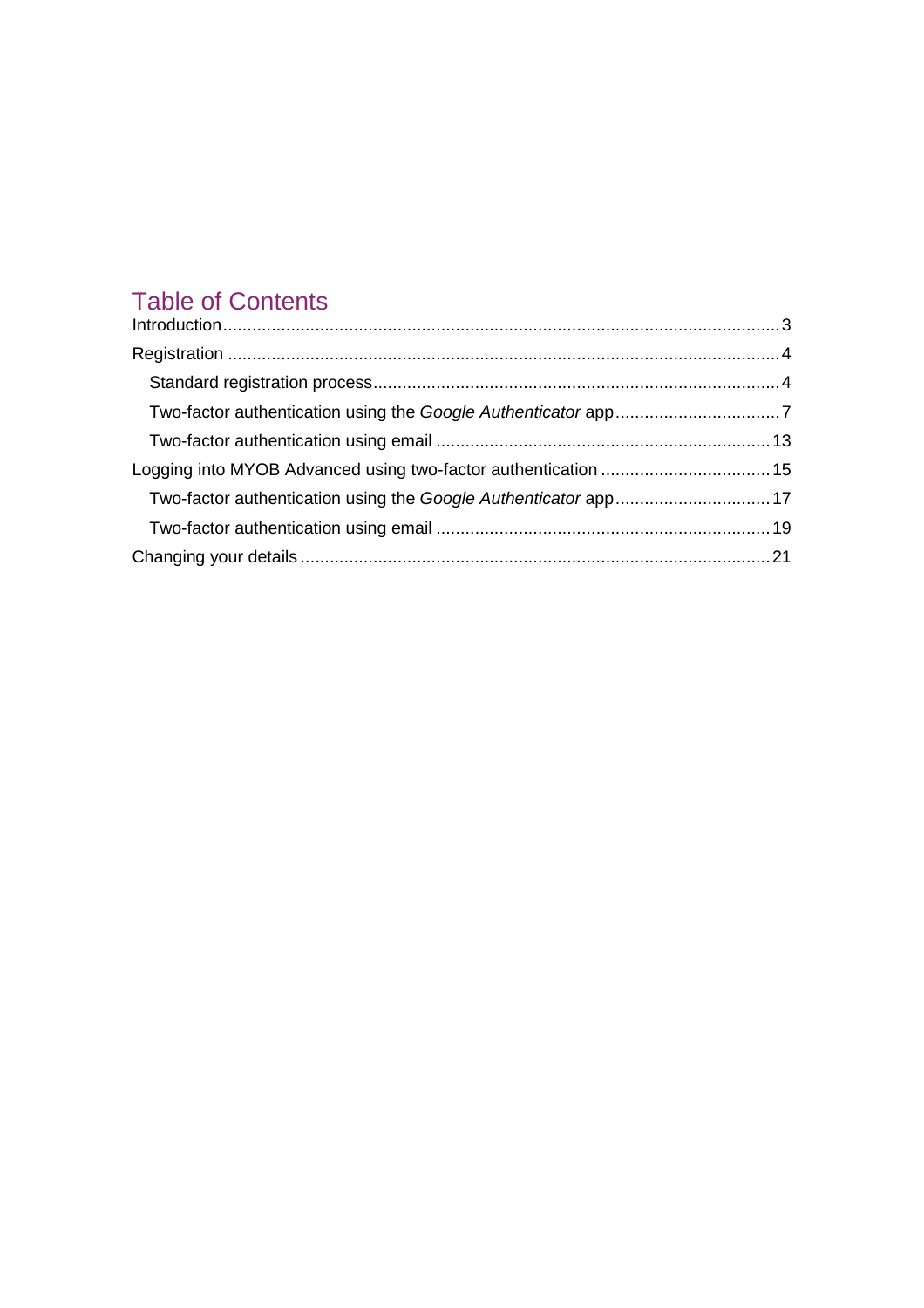## Table of Contents

Introduction ... 3

Registration ... 4

- Standard registration process ... 4
- Two-factor authentication using the *Google Authenticator* app ... 7
- Two-factor authentication using email ... 13

Logging into MYOB Advanced using two-factor authentication ... 15

- Two-factor authentication using the *Google Authenticator* app ... 17
- Two-factor authentication using email ... 19

Changing your details ... 21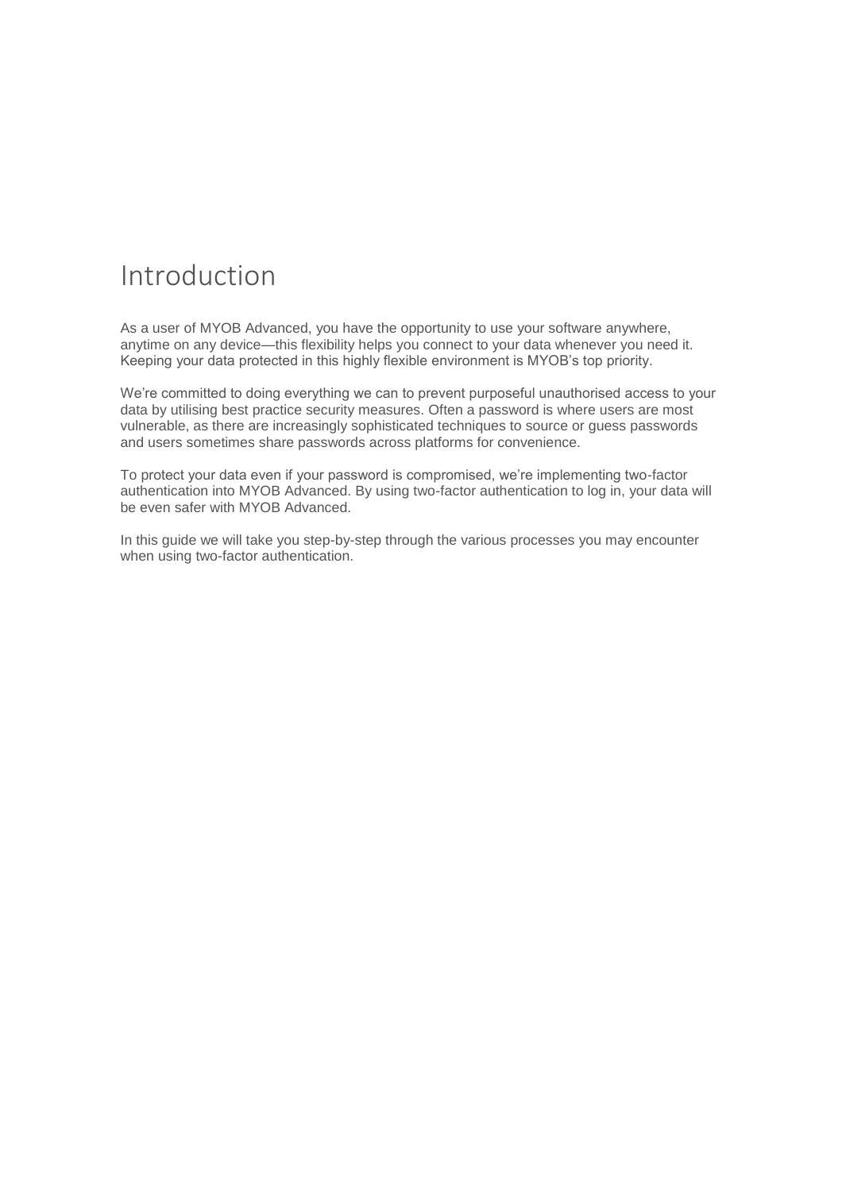# Introduction

As a user of MYOB Advanced, you have the opportunity to use your software anywhere, anytime on any device—this flexibility helps you connect to your data whenever you need it. Keeping your data protected in this highly flexible environment is MYOB's top priority.

We're committed to doing everything we can to prevent purposeful unauthorised access to your data by utilising best practice security measures. Often a password is where users are most vulnerable, as there are increasingly sophisticated techniques to source or guess passwords and users sometimes share passwords across platforms for convenience.

To protect your data even if your password is compromised, we're implementing two-factor authentication into MYOB Advanced. By using two-factor authentication to log in, your data will be even safer with MYOB Advanced.

In this guide we will take you step-by-step through the various processes you may encounter when using two-factor authentication.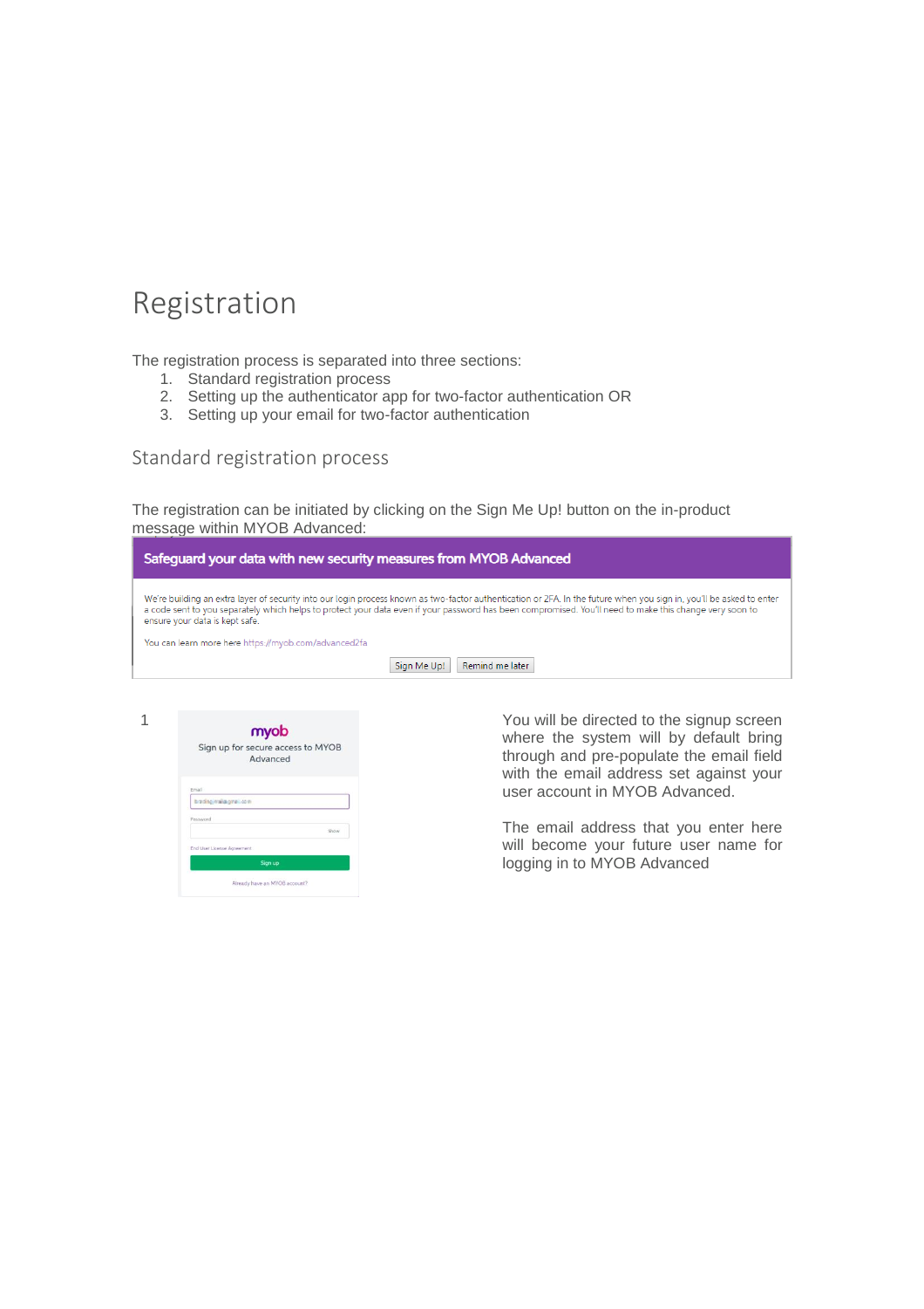# Registration

The registration process is separated into three sections:

1. Standard registration process
2. Setting up the authenticator app for two-factor authentication OR
3. Setting up your email for two-factor authentication

## Standard registration process

The registration can be initiated by clicking on the Sign Me Up! button on the in-product message within MYOB Advanced:

**Safeguard your data with new security measures from MYOB Advanced**

We're building an extra layer of security into our login process known as two-factor authentication or 2FA. In the future when you sign in, you'll be asked to enter a code sent to you separately which helps to protect your data even if your password has been compromised. You'll need to make this change very soon to ensure your data is kept safe.

You can learn more here https://myob.com/advanced2fa

Sign Me Up! | Remind me later

1

myob

Sign up for secure access to MYOB Advanced

Email

Password

Show

End User License Agreement

Sign up

Already have an MYOB account?

You will be directed to the signup screen where the system will by default bring through and pre-populate the email field with the email address set against your user account in MYOB Advanced.

The email address that you enter here will become your future user name for logging in to MYOB Advanced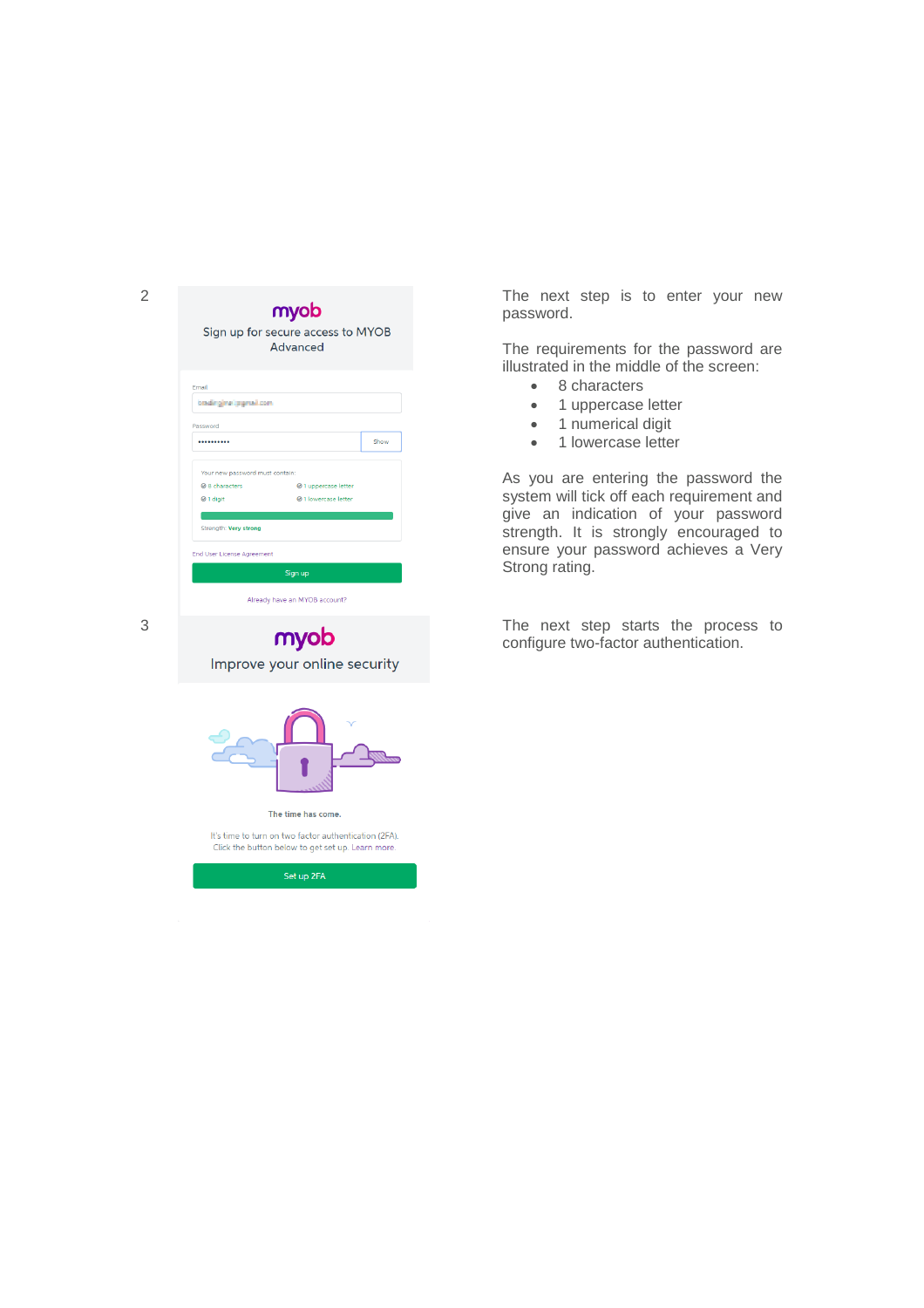2

The next step is to enter your new password.

The requirements for the password are illustrated in the middle of the screen:

- 8 characters
- 1 uppercase letter
- 1 numerical digit
- 1 lowercase letter

As you are entering the password the system will tick off each requirement and give an indication of your password strength. It is strongly encouraged to ensure your password achieves a Very Strong rating.

3

The next step starts the process to configure two-factor authentication.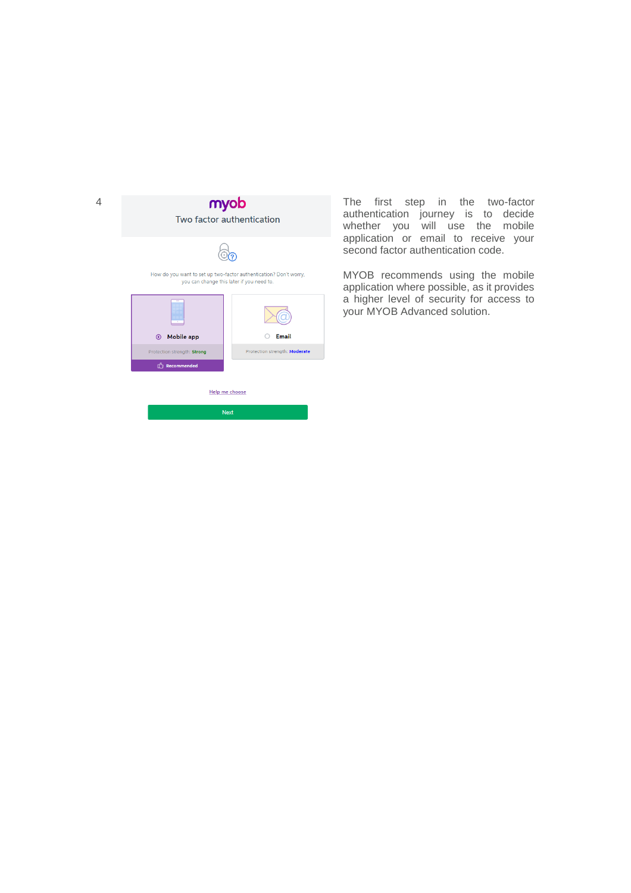4

myob

Two factor authentication

How do you want to set up two-factor authentication? Don't worry, you can change this later if you need to.

Mobile app — Protection strength: Strong — Recommended

Email — Protection strength: Moderate

Help me choose

Next

The first step in the two-factor authentication journey is to decide whether you will use the mobile application or email to receive your second factor authentication code.

MYOB recommends using the mobile application where possible, as it provides a higher level of security for access to your MYOB Advanced solution.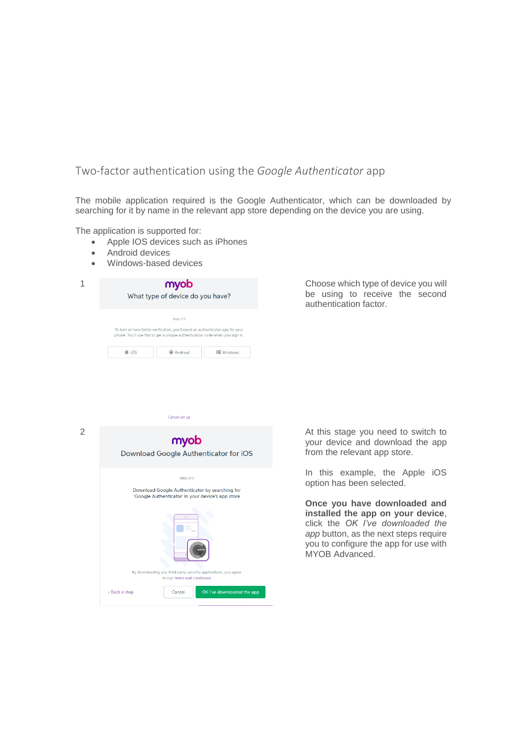## Two-factor authentication using the *Google Authenticator* app

The mobile application required is the Google Authenticator, which can be downloaded by searching for it by name in the relevant app store depending on the device you are using.

The application is supported for:

- Apple IOS devices such as iPhones
- Android devices
- Windows-based devices

1

myob

What type of device do you have?

Step 1/3

To turn on two-factor verification, you'll need an authenticator app for your phone. You'll use this to get a unique authentication code when you sign in.

iOS | Android | Windows

Cancel set up

Choose which type of device you will be using to receive the second authentication factor.

2

myob

Download Google Authenticator for iOS

Step 2/3

Download Google Authenticator by searching for 'Google Authenticator' in your device's app store

By downloading any third party security applications, you agree to our Terms and Conditions

‹ Back a step | Cancel | OK I've downloaded the app

At this stage you need to switch to your device and download the app from the relevant app store.

In this example, the Apple iOS option has been selected.

**Once you have downloaded and installed the app on your device**, click the *OK I've downloaded the app* button, as the next steps require you to configure the app for use with MYOB Advanced.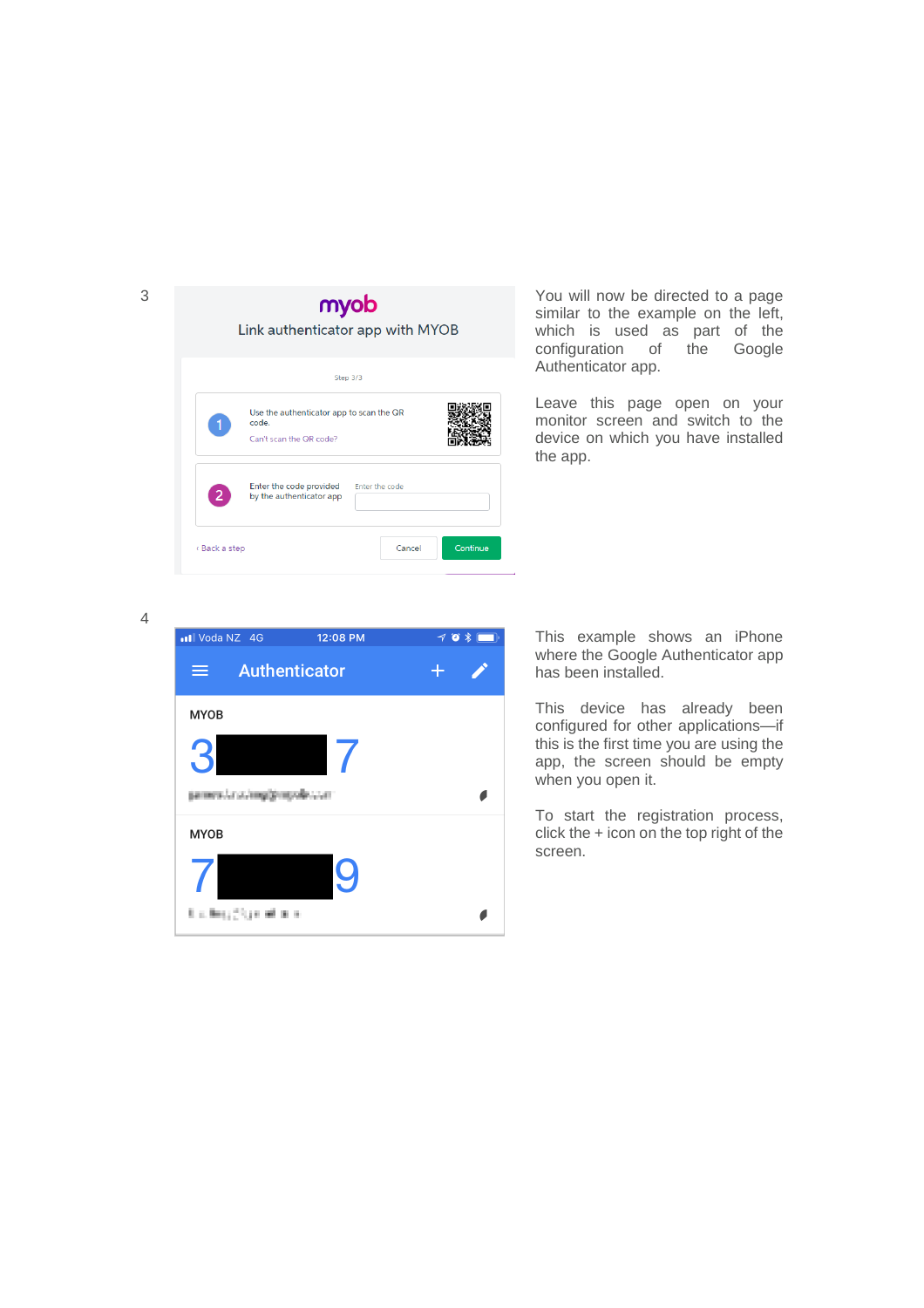3

You will now be directed to a page similar to the example on the left, which is used as part of the configuration of the Google Authenticator app.

Leave this page open on your monitor screen and switch to the device on which you have installed the app.

4

This example shows an iPhone where the Google Authenticator app has been installed.

This device has already been configured for other applications—if this is the first time you are using the app, the screen should be empty when you open it.

To start the registration process, click the + icon on the top right of the screen.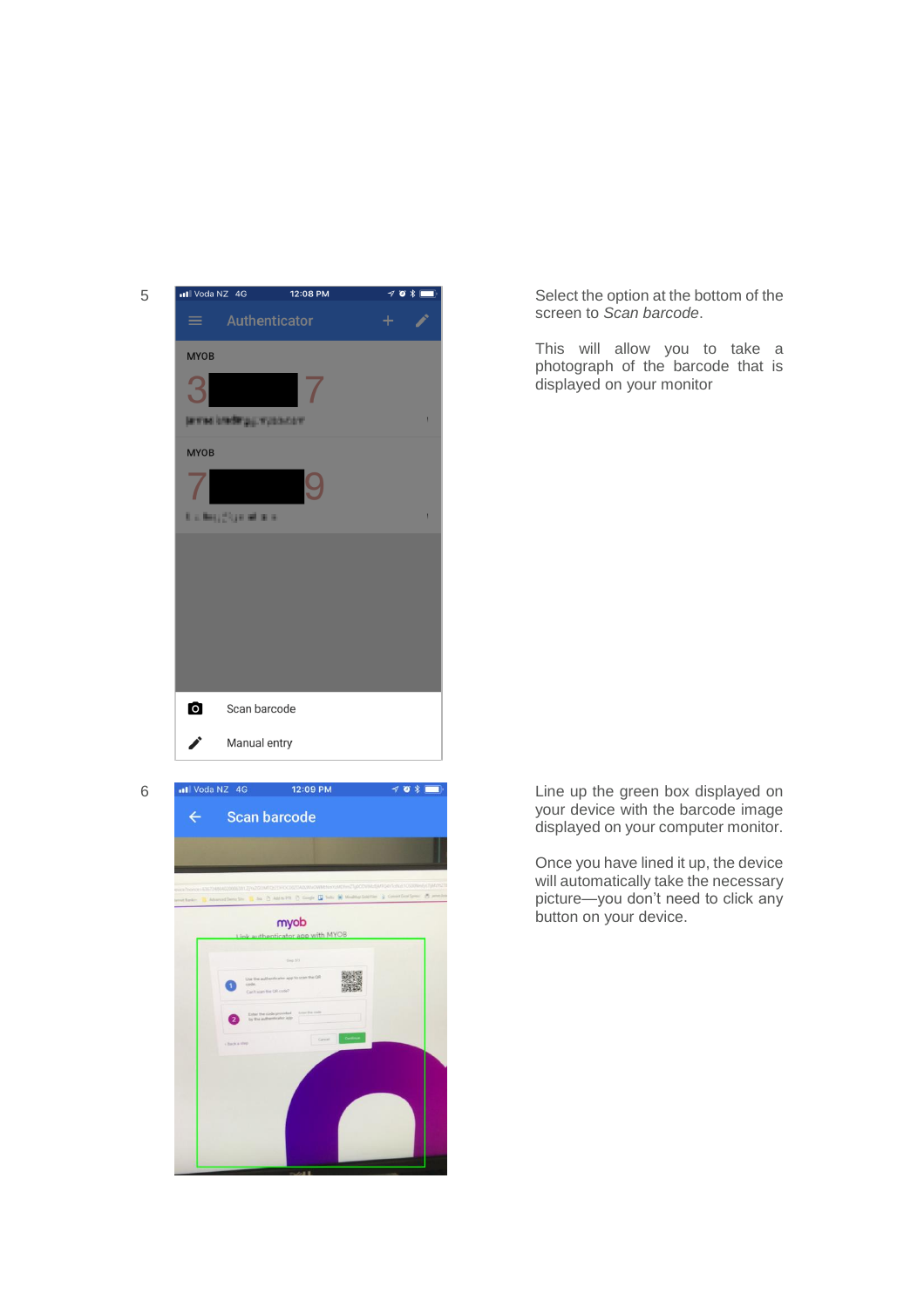5

Select the option at the bottom of the screen to *Scan barcode*.

This will allow you to take a photograph of the barcode that is displayed on your monitor

6

Line up the green box displayed on your device with the barcode image displayed on your computer monitor.

Once you have lined it up, the device will automatically take the necessary picture—you don't need to click any button on your device.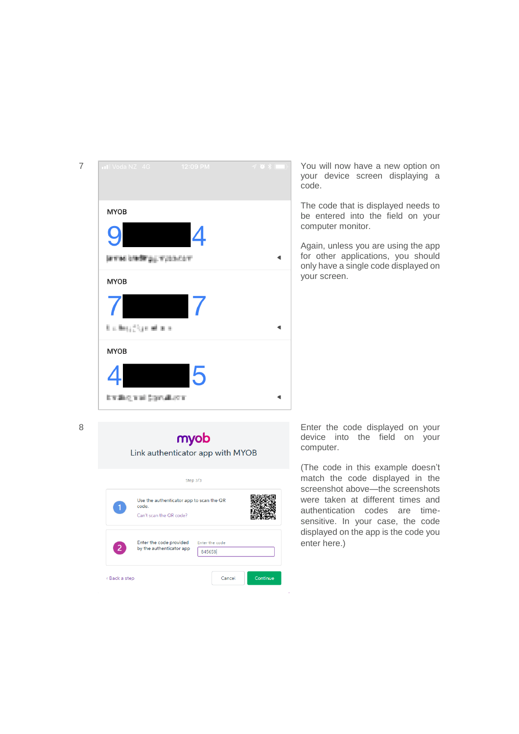7

You will now have a new option on your device screen displaying a code.

The code that is displayed needs to be entered into the field on your computer monitor.

Again, unless you are using the app for other applications, you should only have a single code displayed on your screen.

8

Enter the code displayed on your device into the field on your computer.

(The code in this example doesn't match the code displayed in the screenshot above—the screenshots were taken at different times and authentication codes are time-sensitive. In your case, the code displayed on the app is the code you enter here.)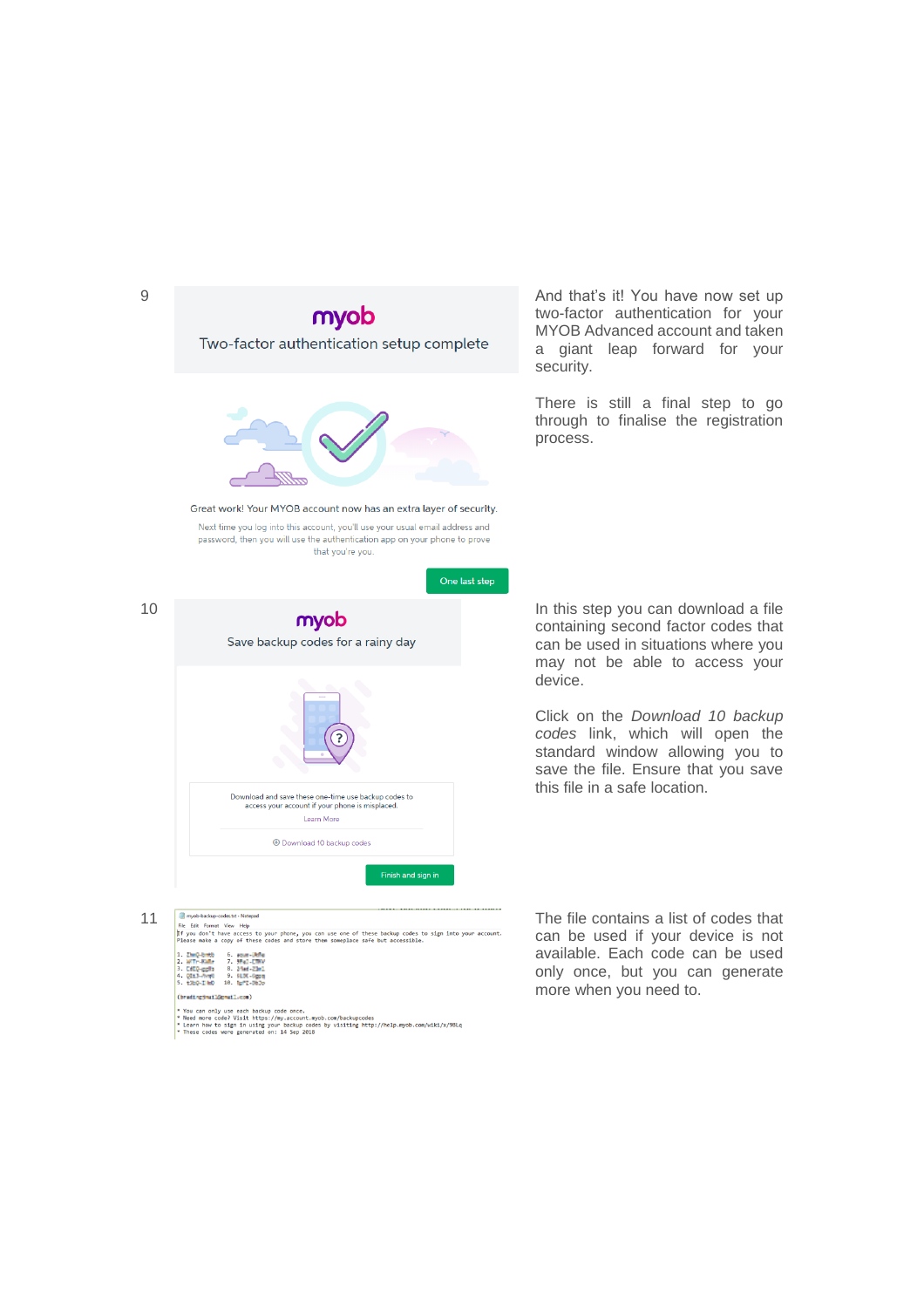| Step | Screen | Description |
|---|---|---|
| 9 | myob — Two-factor authentication setup complete. Great work! Your MYOB account now has an extra layer of security. Next time you log into this account, you'll use your usual email address and password, then you will use the authentication app on your phone to prove that you're you. [One last step] | And that's it! You have now set up two-factor authentication for your MYOB Advanced account and taken a giant leap forward for your security. There is still a final step to go through to finalise the registration process. |
| 10 | myob — Save backup codes for a rainy day. Download and save these one-time use backup codes to access your account if your phone is misplaced. Learn More. Download 10 backup codes. [Finish and sign in] | In this step you can download a file containing second factor codes that can be used in situations where you may not be able to access your device. Click on the *Download 10 backup codes* link, which will open the standard window allowing you to save the file. Ensure that you save this file in a safe location. |
| 11 | myob-backup-codes.txt - Notepad. If you don't have access to your phone, you can use one of these backup codes to sign into your account. Please make a copy of these codes and store them someplace safe but accessible. * You can only use each backup code once. * Need more code? Visit https://my.account.myob.com/backupcodes * Learn how to sign in using your backup codes by visiting http://help.myob.com/wiki/x/9BLq * These codes were generated on: 14 Sep 2018 | The file contains a list of codes that can be used if your device is not available. Each code can be used only once, but you can generate more when you need to. |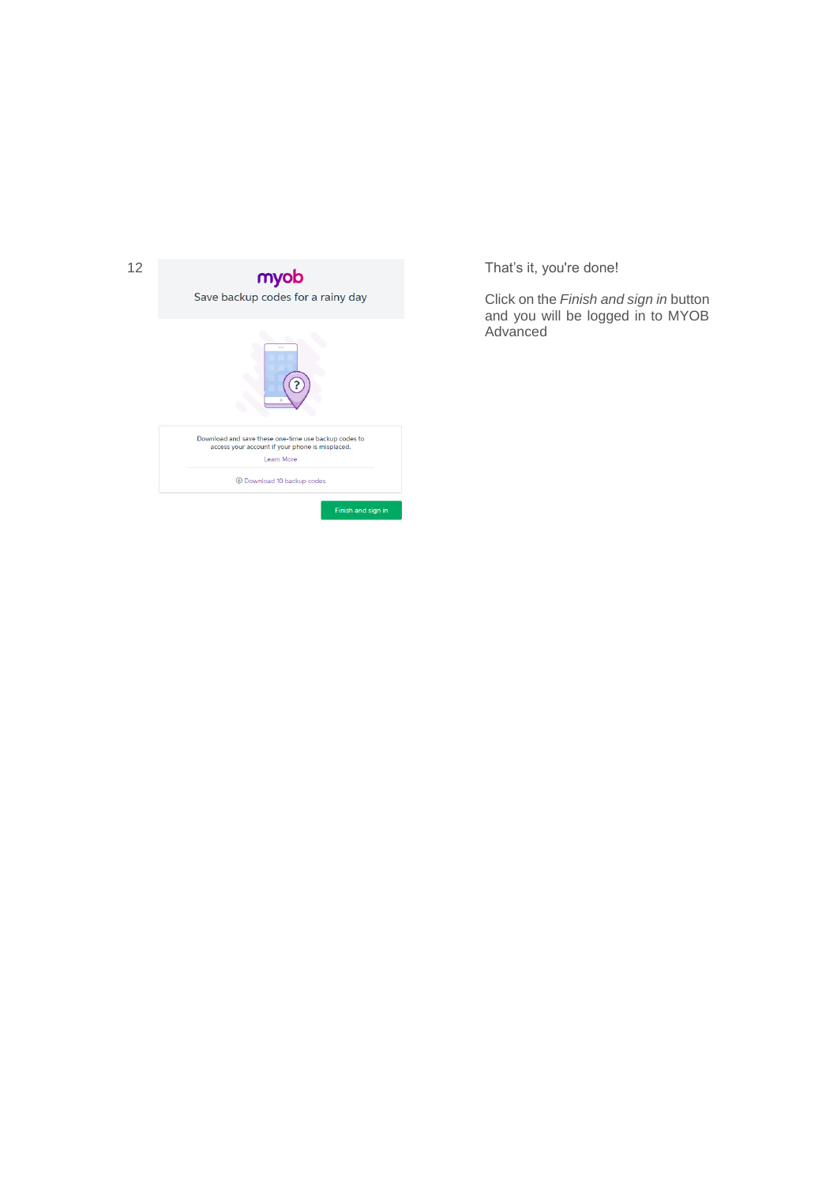12

myob

Save backup codes for a rainy day

Download and save these one-time use backup codes to access your account if your phone is misplaced.

Learn More

Download 10 backup codes

Finish and sign in

That's it, you're done!

Click on the *Finish and sign in* button and you will be logged in to MYOB Advanced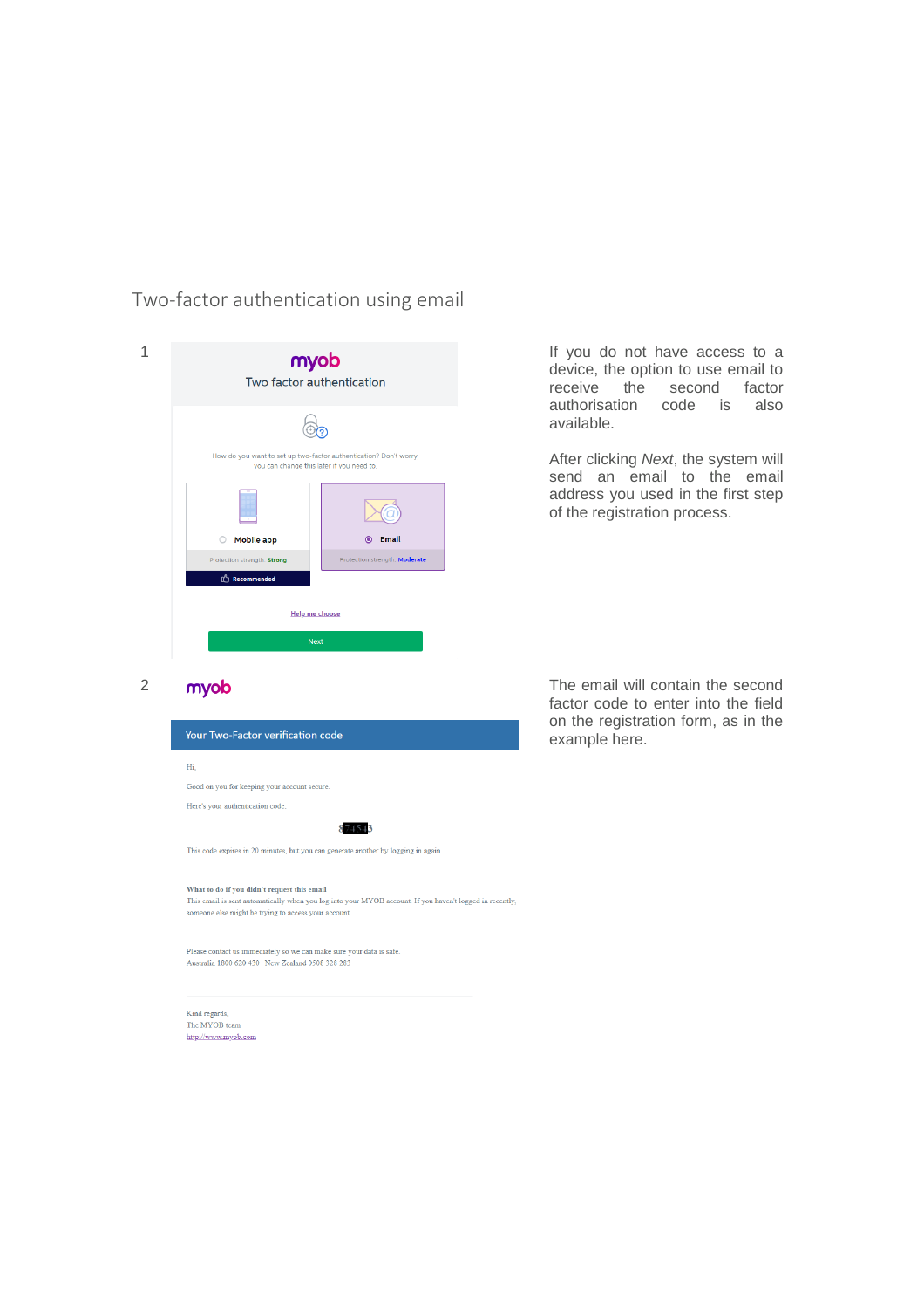## Two-factor authentication using email

1

myob

Two factor authentication

How do you want to set up two-factor authentication? Don't worry, you can change this later if you need to.

Mobile app

Protection strength: Strong

Recommended

Email

Protection strength: Moderate

Help me choose

Next

If you do not have access to a device, the option to use email to receive the second factor authorisation code is also available.

After clicking *Next*, the system will send an email to the email address you used in the first step of the registration process.

2

myob

Your Two-Factor verification code

Hi,

Good on you for keeping your account secure.

Here's your authentication code:

8█████3

This code expires in 20 minutes, but you can generate another by logging in again.

**What to do if you didn't request this email**

This email is sent automatically when you log into your MYOB account. If you haven't logged in recently, someone else might be trying to access your account.

Please contact us immediately so we can make sure your data is safe.
Australia 1800 620 430 | New Zealand 0508 328 283

Kind regards,
The MYOB team
http://www.myob.com

The email will contain the second factor code to enter into the field on the registration form, as in the example here.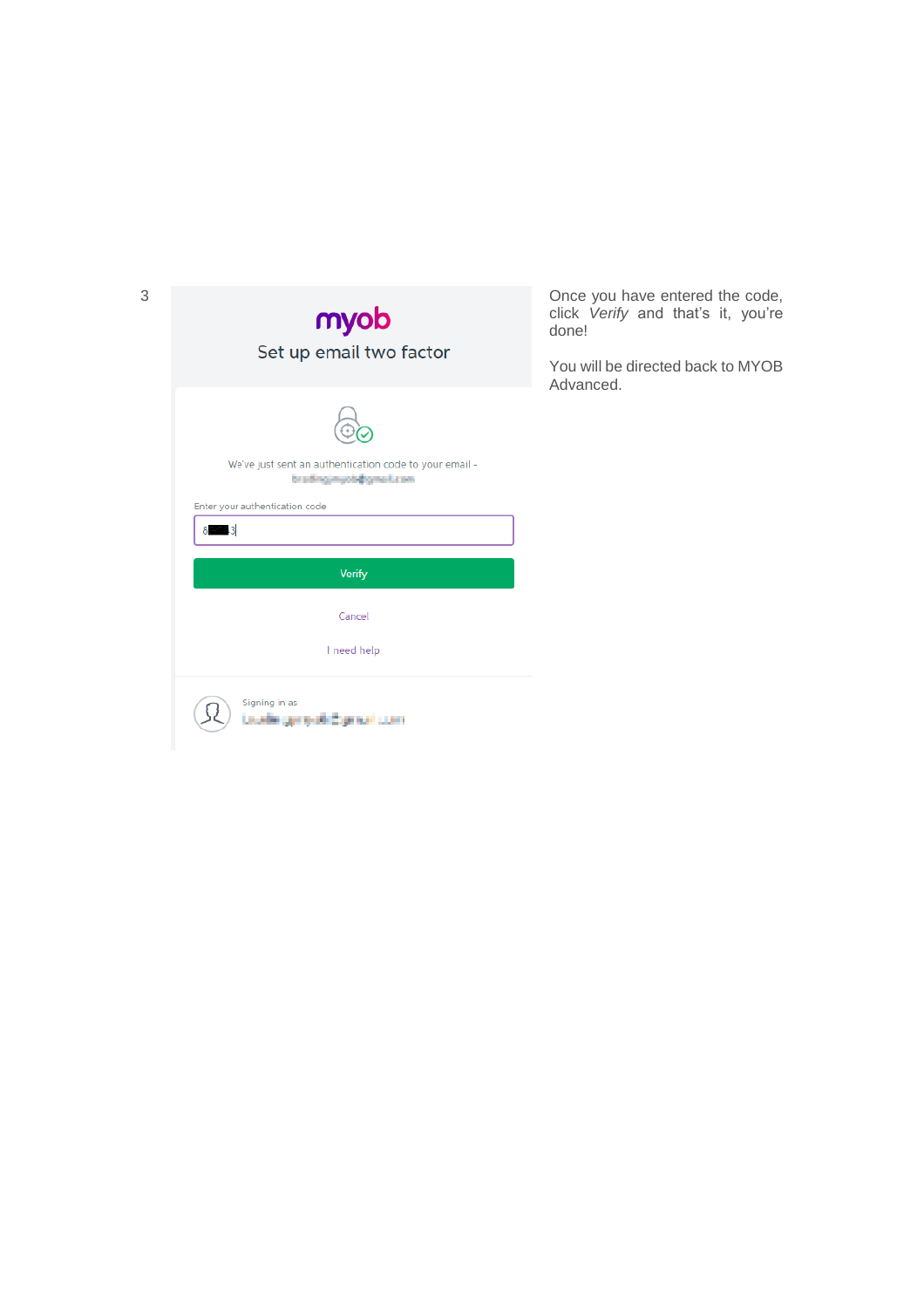3

myob

Set up email two factor

We've just sent an authentication code to your email -

Enter your authentication code

Verify

Cancel

I need help

Signing in as

Once you have entered the code, click *Verify* and that's it, you're done!

You will be directed back to MYOB Advanced.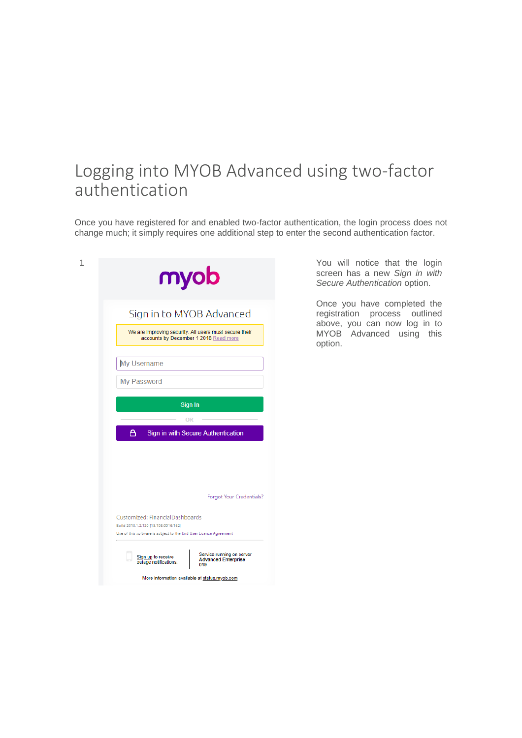# Logging into MYOB Advanced using two-factor authentication

Once you have registered for and enabled two-factor authentication, the login process does not change much; it simply requires one additional step to enter the second authentication factor.

1

myob

Sign in to MYOB Advanced

We are improving security. All users must secure their accounts by December 1 2018 Read more

My Username

My Password

Sign In

OR

Sign in with Secure Authentication

Forgot Your Credentials?

Customized: FinancialDashboards

Build 2018.1.2.120 [18.108.0016.152]

Use of this software is subject to the End User Licence Agreement

Sign up to receive outage notifications.

Service running on server Advanced Enterprise 019

More information available at status.myob.com

You will notice that the login screen has a new *Sign in with Secure Authentication* option.

Once you have completed the registration process outlined above, you can now log in to MYOB Advanced using this option.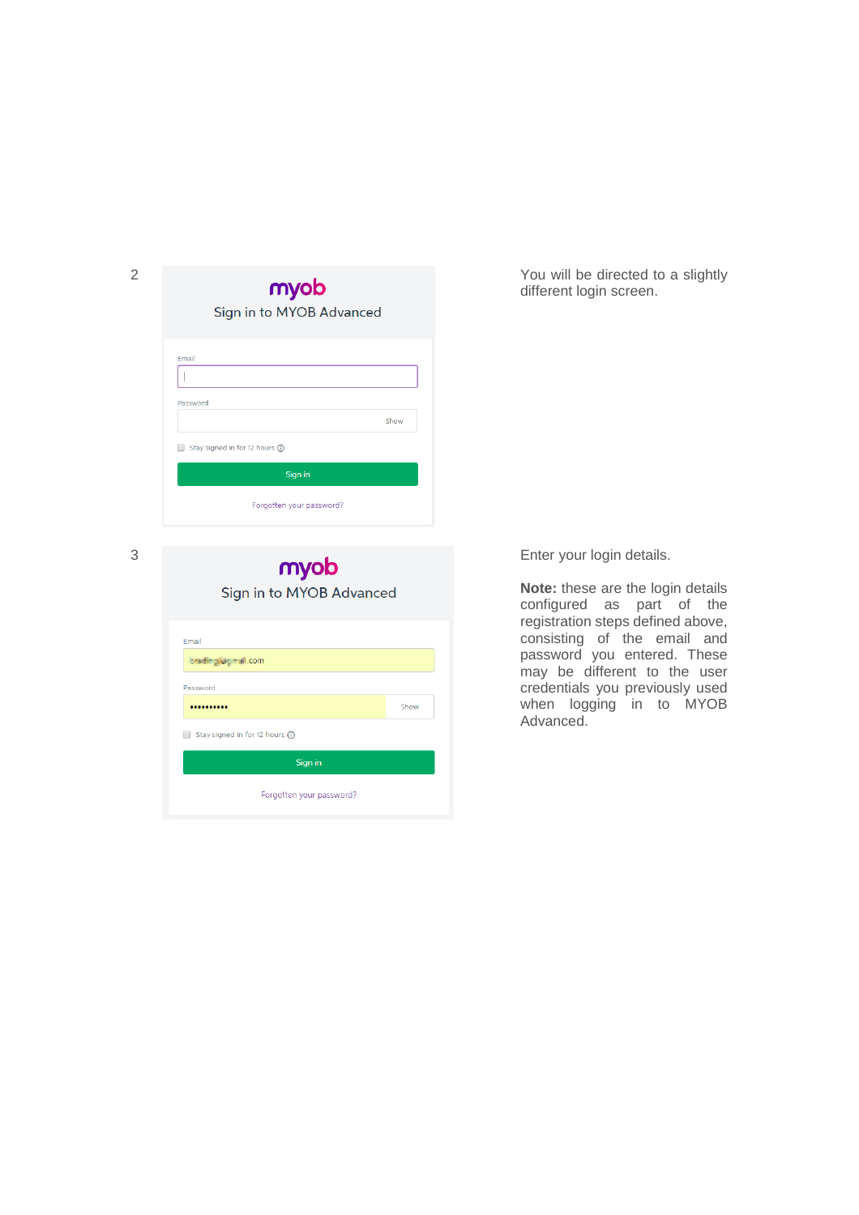| Step | Screen | Description |
| --- | --- | --- |
| 2 | myob Sign in to MYOB Advanced — Email; Password (Show); Stay signed in for 12 hours; Sign in; Forgotten your password? | You will be directed to a slightly different login screen. |
| 3 | myob Sign in to MYOB Advanced — Email; Password (Show); Stay signed in for 12 hours; Sign in; Forgotten your password? | Enter your login details.<br><br>**Note:** these are the login details configured as part of the registration steps defined above, consisting of the email and password you entered. These may be different to the user credentials you previously used when logging in to MYOB Advanced. |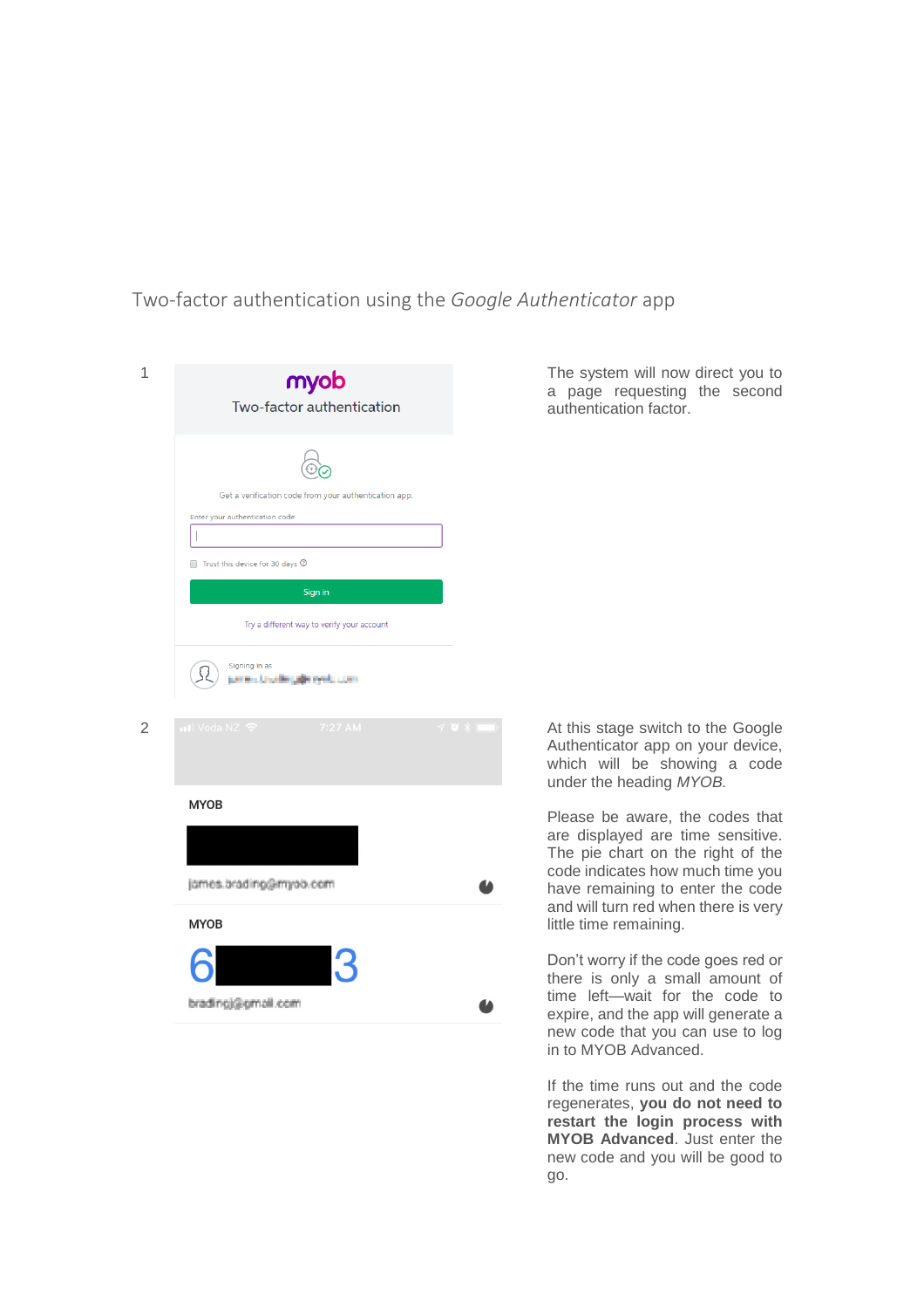# Two-factor authentication using the *Google Authenticator* app

1

The system will now direct you to a page requesting the second authentication factor.

2

At this stage switch to the Google Authenticator app on your device, which will be showing a code under the heading *MYOB.*

Please be aware, the codes that are displayed are time sensitive. The pie chart on the right of the code indicates how much time you have remaining to enter the code and will turn red when there is very little time remaining.

Don't worry if the code goes red or there is only a small amount of time left—wait for the code to expire, and the app will generate a new code that you can use to log in to MYOB Advanced.

If the time runs out and the code regenerates, **you do not need to restart the login process with MYOB Advanced**. Just enter the new code and you will be good to go.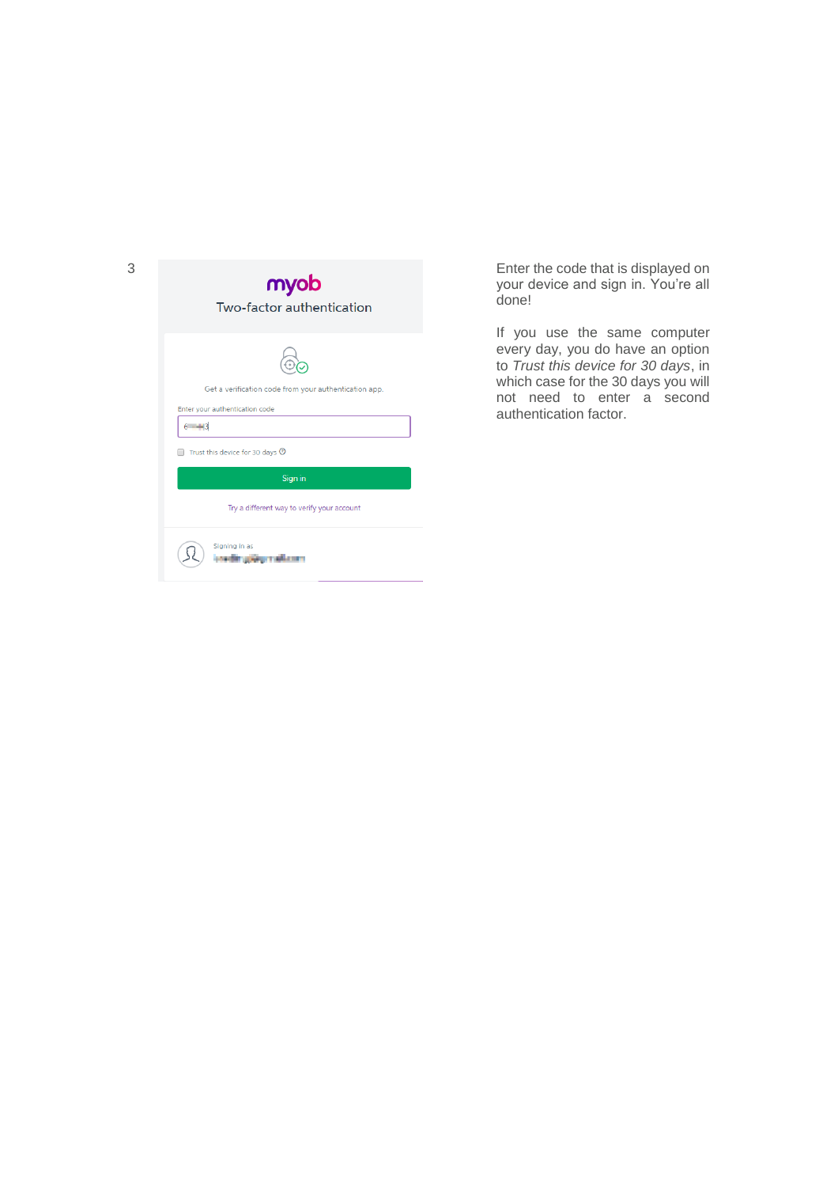3

myob

Two-factor authentication

Get a verification code from your authentication app.

Enter your authentication code

Trust this device for 30 days

Sign in

Try a different way to verify your account

Signing in as

Enter the code that is displayed on your device and sign in. You're all done!

If you use the same computer every day, you do have an option to *Trust this device for 30 days*, in which case for the 30 days you will not need to enter a second authentication factor.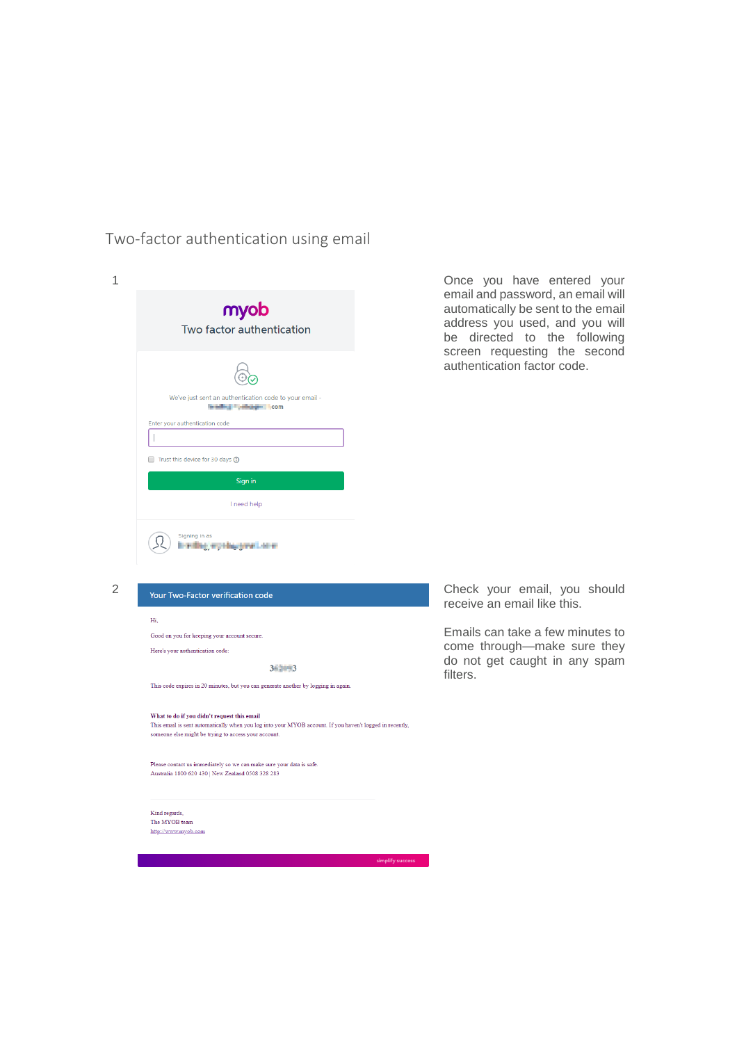## Two-factor authentication using email

1

Once you have entered your email and password, an email will automatically be sent to the email address you used, and you will be directed to the following screen requesting the second authentication factor code.

2

Check your email, you should receive an email like this.

Emails can take a few minutes to come through—make sure they do not get caught in any spam filters.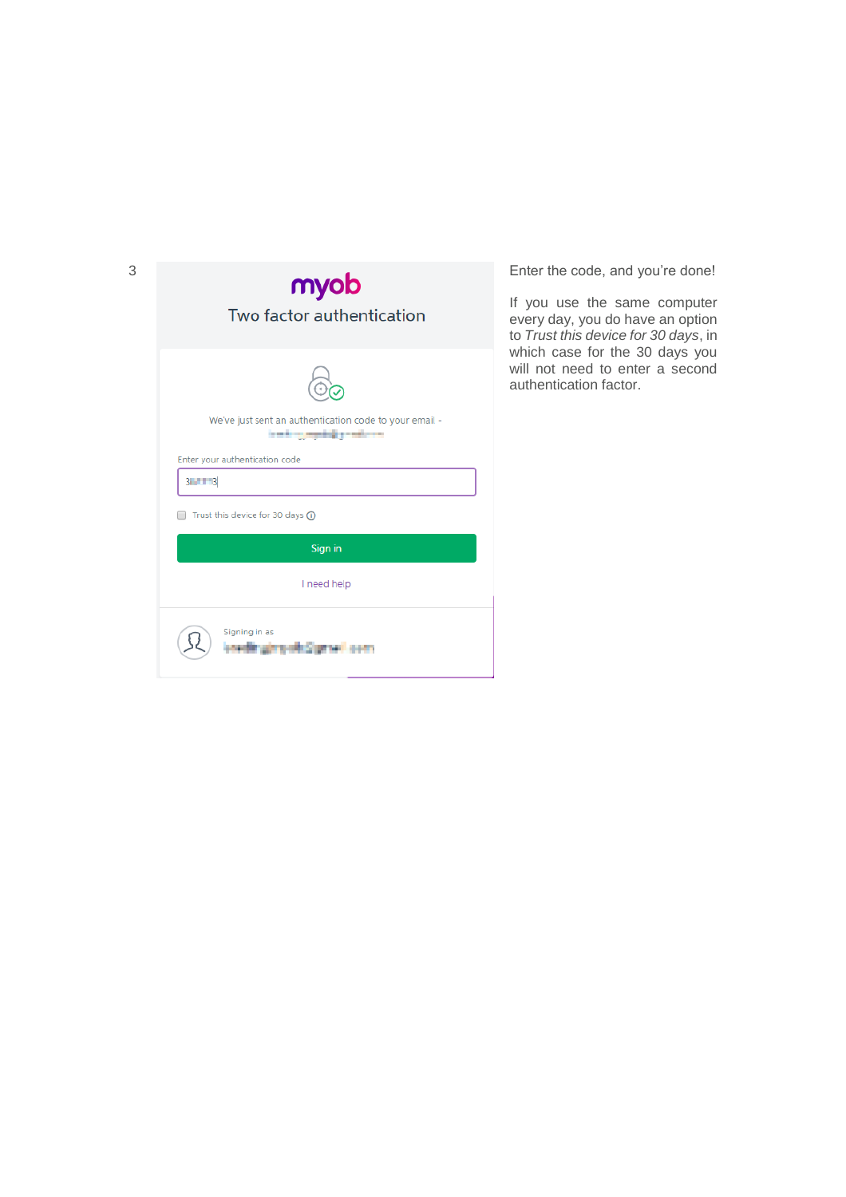3

**myob**

Two factor authentication

We've just sent an authentication code to your email -

Enter your authentication code

Trust this device for 30 days

Sign in

I need help

Signing in as

Enter the code, and you're done!

If you use the same computer every day, you do have an option to *Trust this device for 30 days*, in which case for the 30 days you will not need to enter a second authentication factor.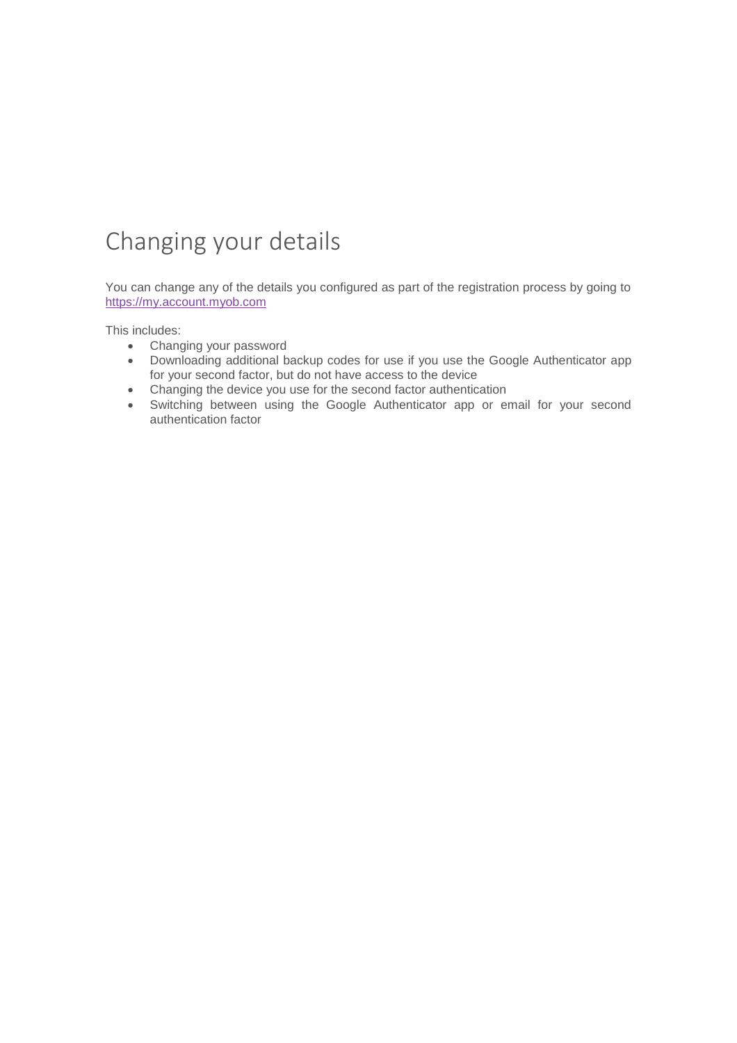# Changing your details

You can change any of the details you configured as part of the registration process by going to https://my.account.myob.com

This includes:

- Changing your password
- Downloading additional backup codes for use if you use the Google Authenticator app for your second factor, but do not have access to the device
- Changing the device you use for the second factor authentication
- Switching between using the Google Authenticator app or email for your second authentication factor